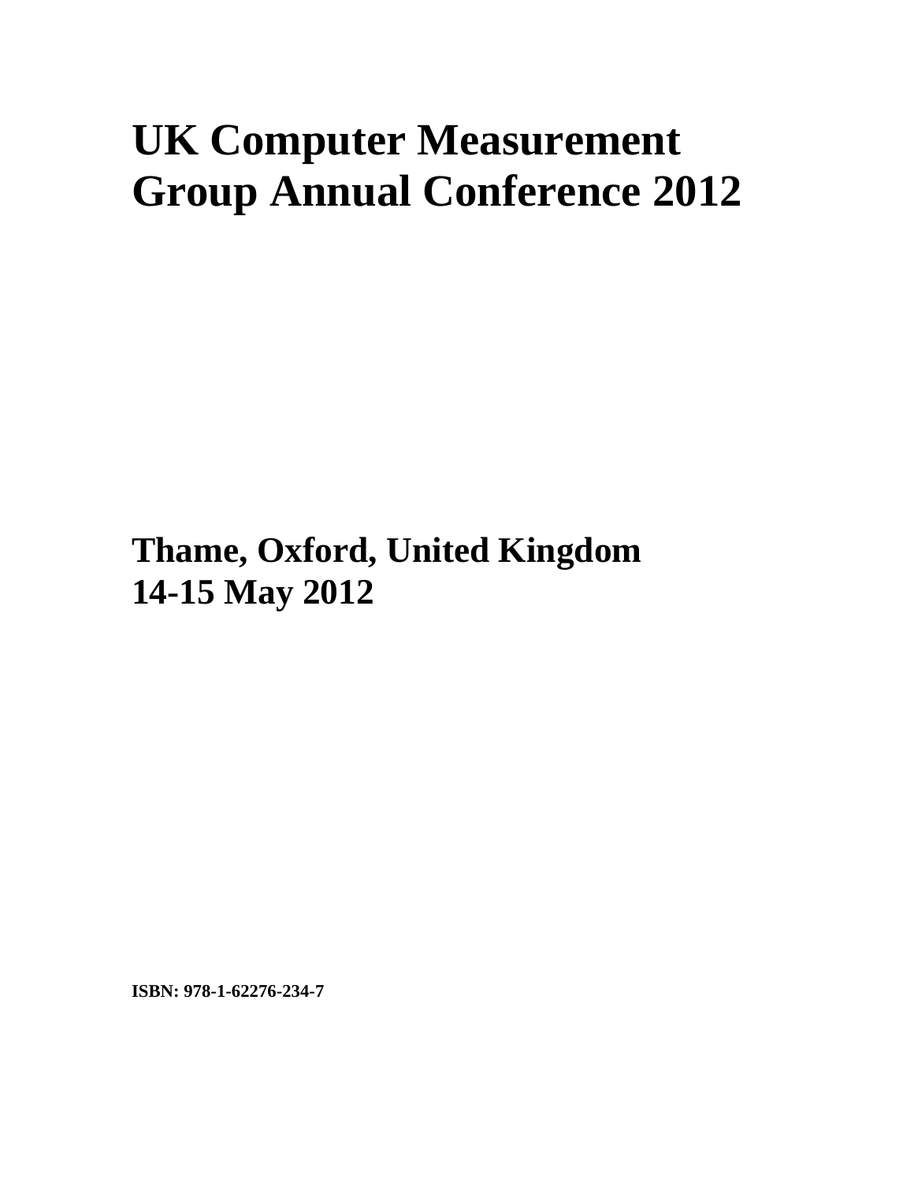# UK Computer Measurement Group Annual Conference 2012

## Thame, Oxford, United Kingdom
## 14-15 May 2012

**ISBN: 978-1-62276-234-7**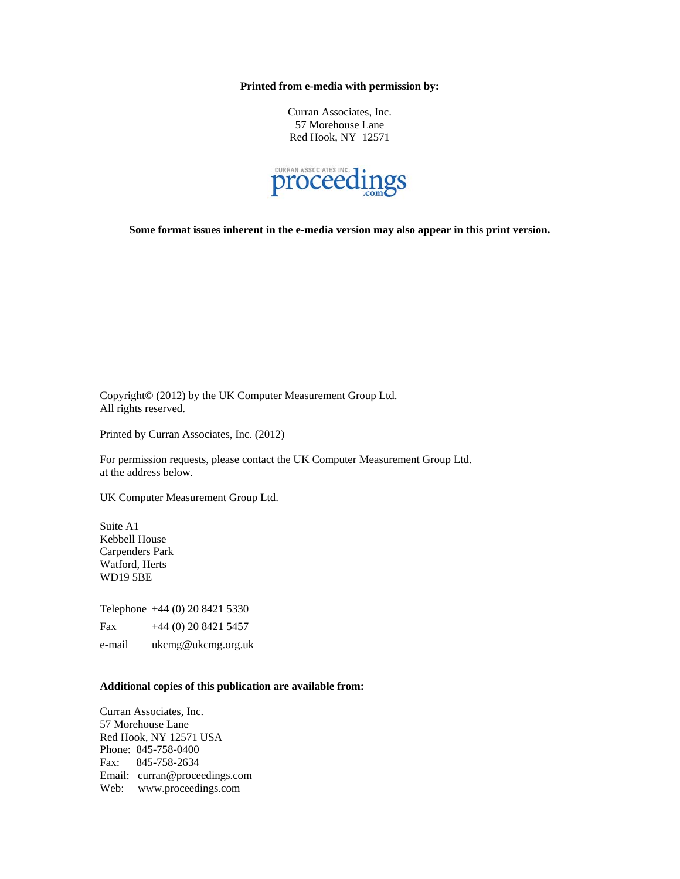**Printed from e-media with permission by:**

Curran Associates, Inc.
57 Morehouse Lane
Red Hook, NY 12571

**Some format issues inherent in the e-media version may also appear in this print version.**

Copyright© (2012) by the UK Computer Measurement Group Ltd.
All rights reserved.

Printed by Curran Associates, Inc. (2012)

For permission requests, please contact the UK Computer Measurement Group Ltd.
at the address below.

UK Computer Measurement Group Ltd.

Suite A1
Kebbell House
Carpenders Park
Watford, Herts
WD19 5BE

Telephone +44 (0) 20 8421 5330

Fax +44 (0) 20 8421 5457

e-mail ukcmg@ukcmg.org.uk

**Additional copies of this publication are available from:**

Curran Associates, Inc.
57 Morehouse Lane
Red Hook, NY 12571 USA
Phone: 845-758-0400
Fax: 845-758-2634
Email: curran@proceedings.com
Web: www.proceedings.com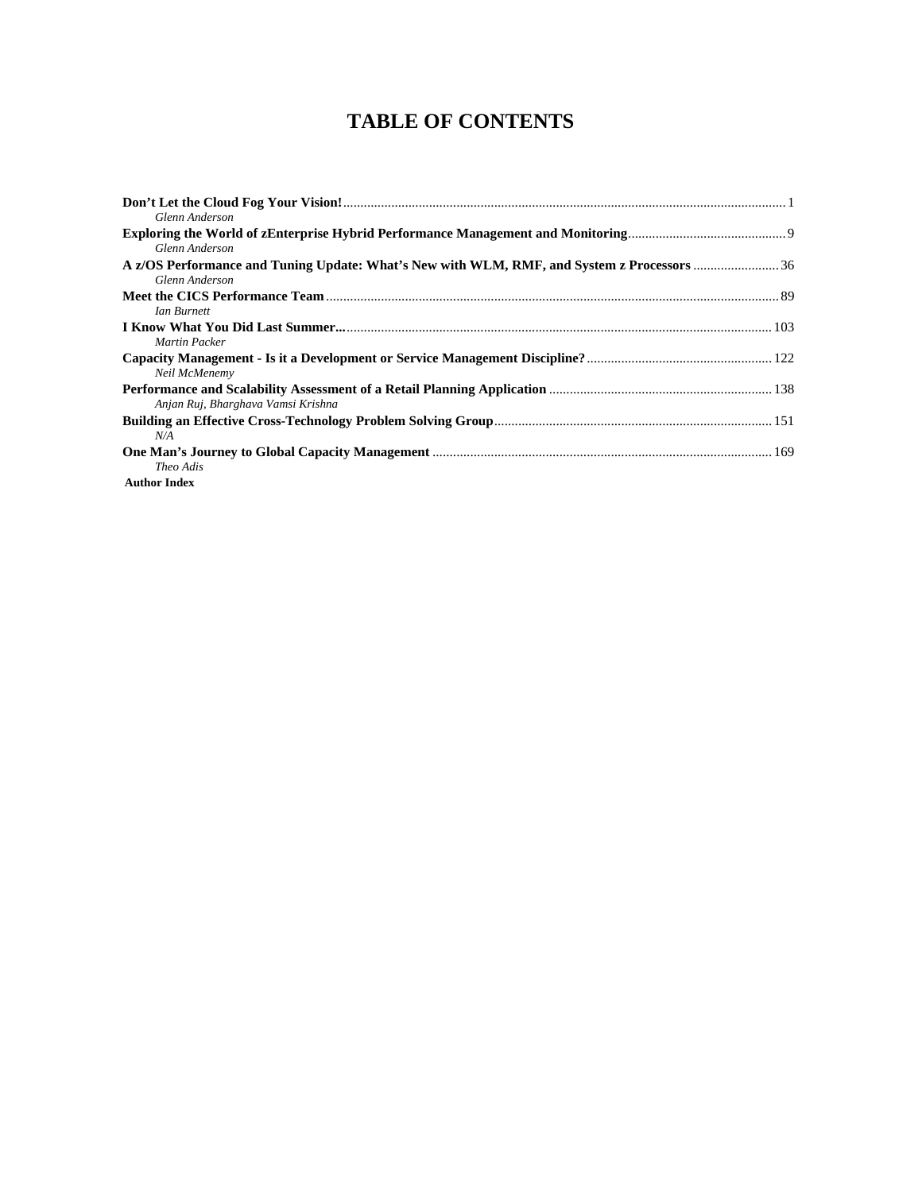# TABLE OF CONTENTS

**Don't Let the Cloud Fog Your Vision!** ................................................ 1
*Glenn Anderson*

**Exploring the World of zEnterprise Hybrid Performance Management and Monitoring** ................................................ 9
*Glenn Anderson*

**A z/OS Performance and Tuning Update: What's New with WLM, RMF, and System z Processors** ................................................ 36
*Glenn Anderson*

**Meet the CICS Performance Team** ................................................ 89
*Ian Burnett*

**I Know What You Did Last Summer...** ................................................ 103
*Martin Packer*

**Capacity Management - Is it a Development or Service Management Discipline?** ................................................ 122
*Neil McMenemy*

**Performance and Scalability Assessment of a Retail Planning Application** ................................................ 138
*Anjan Ruj, Bharghava Vamsi Krishna*

**Building an Effective Cross-Technology Problem Solving Group** ................................................ 151
*N/A*

**One Man's Journey to Global Capacity Management** ................................................ 169
*Theo Adis*

**Author Index**